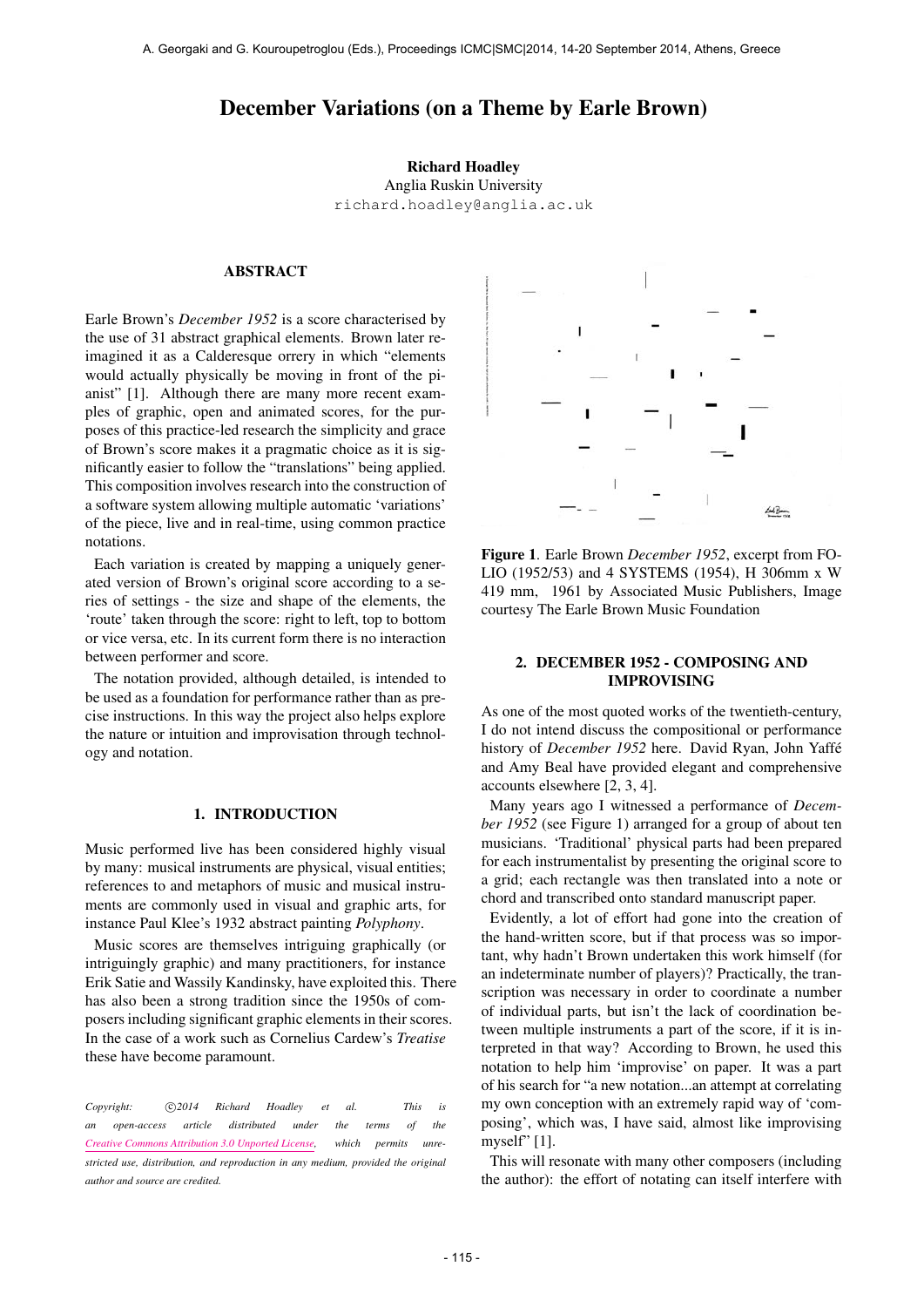# December Variations (on a Theme by Earle Brown)

**Richard Hoadley**
Anglia Ruskin University
richard.hoadley@anglia.ac.uk

## ABSTRACT

Earle Brown's *December 1952* is a score characterised by the use of 31 abstract graphical elements. Brown later reimagined it as a Calderesque orrery in which "elements would actually physically be moving in front of the pianist" [1]. Although there are many more recent examples of graphic, open and animated scores, for the purposes of this practice-led research the simplicity and grace of Brown's score makes it a pragmatic choice as it is significantly easier to follow the "translations" being applied. This composition involves research into the construction of a software system allowing multiple automatic 'variations' of the piece, live and in real-time, using common practice notations.

Each variation is created by mapping a uniquely generated version of Brown's original score according to a series of settings - the size and shape of the elements, the 'route' taken through the score: right to left, top to bottom or vice versa, etc. In its current form there is no interaction between performer and score.

The notation provided, although detailed, is intended to be used as a foundation for performance rather than as precise instructions. In this way the project also helps explore the nature or intuition and improvisation through technology and notation.

## 1. INTRODUCTION

Music performed live has been considered highly visual by many: musical instruments are physical, visual entities; references to and metaphors of music and musical instruments are commonly used in visual and graphic arts, for instance Paul Klee's 1932 abstract painting *Polyphony*.

Music scores are themselves intriguing graphically (or intriguingly graphic) and many practitioners, for instance Erik Satie and Wassily Kandinsky, have exploited this. There has also been a strong tradition since the 1950s of composers including significant graphic elements in their scores. In the case of a work such as Cornelius Cardew's *Treatise* these have become paramount.

*Copyright: ©2014 Richard Hoadley et al. This is an open-access article distributed under the terms of the Creative Commons Attribution 3.0 Unported License, which permits unrestricted use, distribution, and reproduction in any medium, provided the original author and source are credited.*

**Figure 1**. Earle Brown *December 1952*, excerpt from FOLIO (1952/53) and 4 SYSTEMS (1954), H 306mm x W 419 mm, 1961 by Associated Music Publishers, Image courtesy The Earle Brown Music Foundation

## 2. DECEMBER 1952 - COMPOSING AND IMPROVISING

As one of the most quoted works of the twentieth-century, I do not intend discuss the compositional or performance history of *December 1952* here. David Ryan, John Yaffé and Amy Beal have provided elegant and comprehensive accounts elsewhere [2, 3, 4].

Many years ago I witnessed a performance of *December 1952* (see Figure 1) arranged for a group of about ten musicians. 'Traditional' physical parts had been prepared for each instrumentalist by presenting the original score to a grid; each rectangle was then translated into a note or chord and transcribed onto standard manuscript paper.

Evidently, a lot of effort had gone into the creation of the hand-written score, but if that process was so important, why hadn't Brown undertaken this work himself (for an indeterminate number of players)? Practically, the transcription was necessary in order to coordinate a number of individual parts, but isn't the lack of coordination between multiple instruments a part of the score, if it is interpreted in that way? According to Brown, he used this notation to help him 'improvise' on paper. It was a part of his search for "a new notation...an attempt at correlating my own conception with an extremely rapid way of 'composing', which was, I have said, almost like improvising myself" [1].

This will resonate with many other composers (including the author): the effort of notating can itself interfere with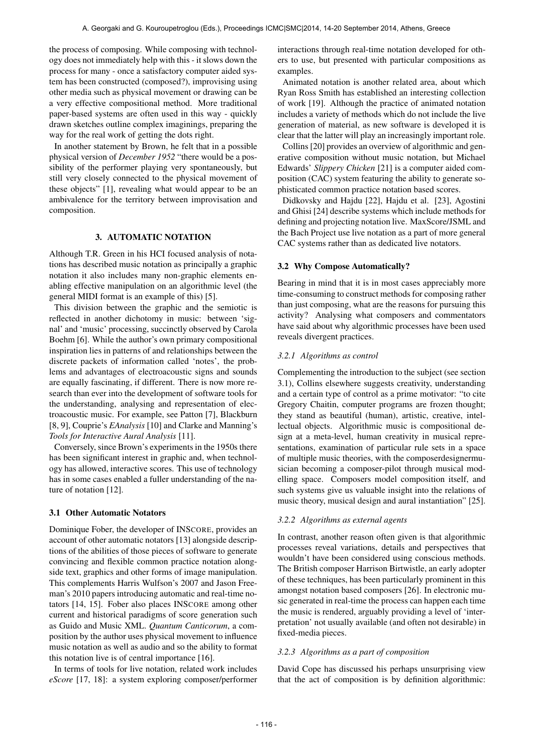the process of composing. While composing with technology does not immediately help with this - it slows down the process for many - once a satisfactory computer aided system has been constructed (composed?), improvising using other media such as physical movement or drawing can be a very effective compositional method. More traditional paper-based systems are often used in this way - quickly drawn sketches outline complex imaginings, preparing the way for the real work of getting the dots right.

In another statement by Brown, he felt that in a possible physical version of *December 1952* "there would be a possibility of the performer playing very spontaneously, but still very closely connected to the physical movement of these objects" [1], revealing what would appear to be an ambivalence for the territory between improvisation and composition.

## 3. AUTOMATIC NOTATION

Although T.R. Green in his HCI focused analysis of notations has described music notation as principally a graphic notation it also includes many non-graphic elements enabling effective manipulation on an algorithmic level (the general MIDI format is an example of this) [5].

This division between the graphic and the semiotic is reflected in another dichotomy in music: between 'signal' and 'music' processing, succinctly observed by Carola Boehm [6]. While the author's own primary compositional inspiration lies in patterns of and relationships between the discrete packets of information called 'notes', the problems and advantages of electroacoustic signs and sounds are equally fascinating, if different. There is now more research than ever into the development of software tools for the understanding, analysing and representation of electroacoustic music. For example, see Patton [7], Blackburn [8, 9], Couprie's *EAnalysis* [10] and Clarke and Manning's *Tools for Interactive Aural Analysis* [11].

Conversely, since Brown's experiments in the 1950s there has been significant interest in graphic and, when technology has allowed, interactive scores. This use of technology has in some cases enabled a fuller understanding of the nature of notation [12].

### 3.1 Other Automatic Notators

Dominique Fober, the developer of INSCORE, provides an account of other automatic notators [13] alongside descriptions of the abilities of those pieces of software to generate convincing and flexible common practice notation alongside text, graphics and other forms of image manipulation. This complements Harris Wulfson's 2007 and Jason Freeman's 2010 papers introducing automatic and real-time notators [14, 15]. Fober also places INSCORE among other current and historical paradigms of score generation such as Guido and Music XML. *Quantum Canticorum*, a composition by the author uses physical movement to influence music notation as well as audio and so the ability to format this notation live is of central importance [16].

In terms of tools for live notation, related work includes *eScore* [17, 18]: a system exploring composer/performer interactions through real-time notation developed for others to use, but presented with particular compositions as examples.

Animated notation is another related area, about which Ryan Ross Smith has established an interesting collection of work [19]. Although the practice of animated notation includes a variety of methods which do not include the live generation of material, as new software is developed it is clear that the latter will play an increasingly important role.

Collins [20] provides an overview of algorithmic and generative composition without music notation, but Michael Edwards' *Slippery Chicken* [21] is a computer aided composition (CAC) system featuring the ability to generate sophisticated common practice notation based scores.

Didkovsky and Hajdu [22], Hajdu et al. [23], Agostini and Ghisi [24] describe systems which include methods for defining and projecting notation live. MaxScore/JSML and the Bach Project use live notation as a part of more general CAC systems rather than as dedicated live notators.

### 3.2 Why Compose Automatically?

Bearing in mind that it is in most cases appreciably more time-consuming to construct methods for composing rather than just composing, what are the reasons for pursuing this activity? Analysing what composers and commentators have said about why algorithmic processes have been used reveals divergent practices.

#### *3.2.1 Algorithms as control*

Complementing the introduction to the subject (see section 3.1), Collins elsewhere suggests creativity, understanding and a certain type of control as a prime motivator: "to cite Gregory Chaitin, computer programs are frozen thought; they stand as beautiful (human), artistic, creative, intellectual objects. Algorithmic music is compositional design at a meta-level, human creativity in musical representations, examination of particular rule sets in a space of multiple music theories, with the composerdesignermusician becoming a composer-pilot through musical modelling space. Composers model composition itself, and such systems give us valuable insight into the relations of music theory, musical design and aural instantiation" [25].

#### *3.2.2 Algorithms as external agents*

In contrast, another reason often given is that algorithmic processes reveal variations, details and perspectives that wouldn't have been considered using conscious methods. The British composer Harrison Birtwistle, an early adopter of these techniques, has been particularly prominent in this amongst notation based composers [26]. In electronic music generated in real-time the process can happen each time the music is rendered, arguably providing a level of 'interpretation' not usually available (and often not desirable) in fixed-media pieces.

#### *3.2.3 Algorithms as a part of composition*

David Cope has discussed his perhaps unsurprising view that the act of composition is by definition algorithmic: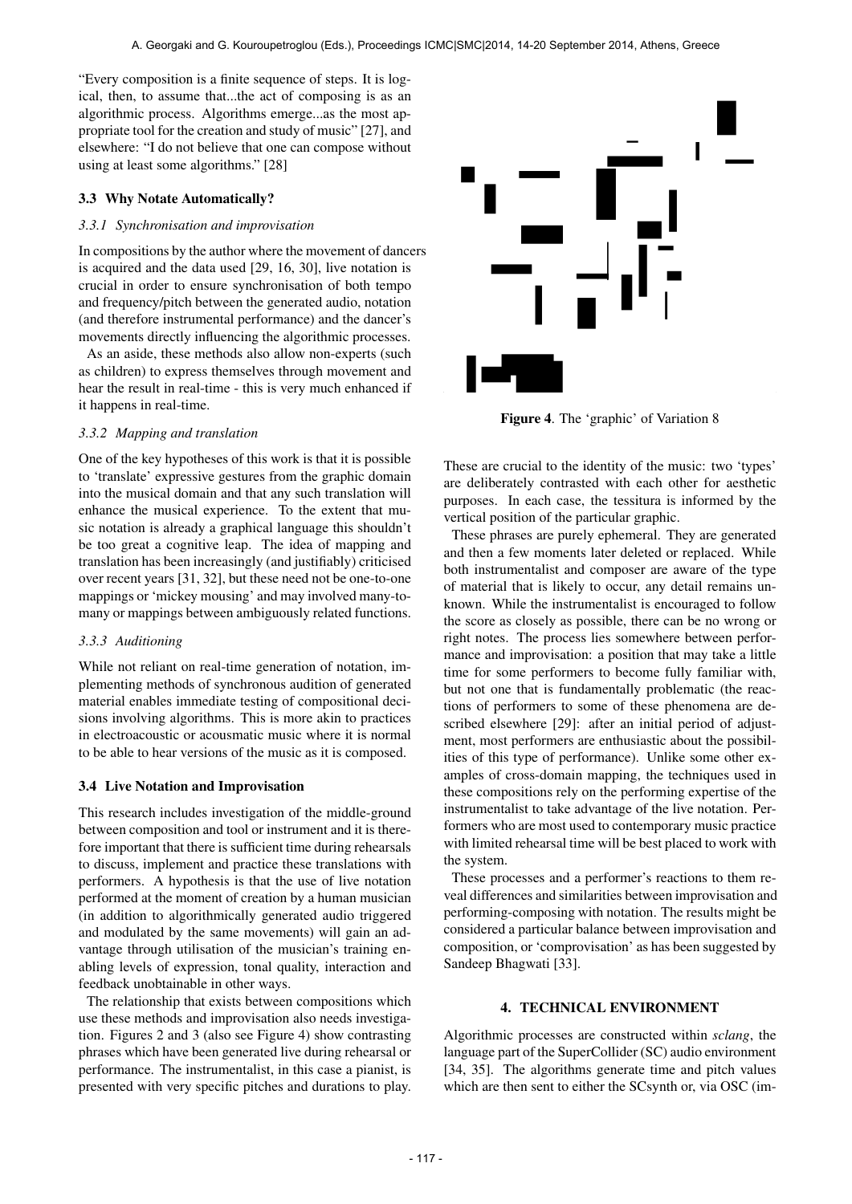"Every composition is a finite sequence of steps. It is logical, then, to assume that...the act of composing is as an algorithmic process. Algorithms emerge...as the most appropriate tool for the creation and study of music" [27], and elsewhere: "I do not believe that one can compose without using at least some algorithms." [28]

### 3.3 Why Notate Automatically?

#### *3.3.1 Synchronisation and improvisation*

In compositions by the author where the movement of dancers is acquired and the data used [29, 16, 30], live notation is crucial in order to ensure synchronisation of both tempo and frequency/pitch between the generated audio, notation (and therefore instrumental performance) and the dancer's movements directly influencing the algorithmic processes.

As an aside, these methods also allow non-experts (such as children) to express themselves through movement and hear the result in real-time - this is very much enhanced if it happens in real-time.

#### *3.3.2 Mapping and translation*

One of the key hypotheses of this work is that it is possible to 'translate' expressive gestures from the graphic domain into the musical domain and that any such translation will enhance the musical experience. To the extent that music notation is already a graphical language this shouldn't be too great a cognitive leap. The idea of mapping and translation has been increasingly (and justifiably) criticised over recent years [31, 32], but these need not be one-to-one mappings or 'mickey mousing' and may involved many-to-many or mappings between ambiguously related functions.

#### *3.3.3 Auditioning*

While not reliant on real-time generation of notation, implementing methods of synchronous audition of generated material enables immediate testing of compositional decisions involving algorithms. This is more akin to practices in electroacoustic or acousmatic music where it is normal to be able to hear versions of the music as it is composed.

### 3.4 Live Notation and Improvisation

This research includes investigation of the middle-ground between composition and tool or instrument and it is therefore important that there is sufficient time during rehearsals to discuss, implement and practice these translations with performers. A hypothesis is that the use of live notation performed at the moment of creation by a human musician (in addition to algorithmically generated audio triggered and modulated by the same movements) will gain an advantage through utilisation of the musician's training enabling levels of expression, tonal quality, interaction and feedback unobtainable in other ways.

The relationship that exists between compositions which use these methods and improvisation also needs investigation. Figures 2 and 3 (also see Figure 4) show contrasting phrases which have been generated live during rehearsal or performance. The instrumentalist, in this case a pianist, is presented with very specific pitches and durations to play.

**Figure 4**. The 'graphic' of Variation 8

These are crucial to the identity of the music: two 'types' are deliberately contrasted with each other for aesthetic purposes. In each case, the tessitura is informed by the vertical position of the particular graphic.

These phrases are purely ephemeral. They are generated and then a few moments later deleted or replaced. While both instrumentalist and composer are aware of the type of material that is likely to occur, any detail remains unknown. While the instrumentalist is encouraged to follow the score as closely as possible, there can be no wrong or right notes. The process lies somewhere between performance and improvisation: a position that may take a little time for some performers to become fully familiar with, but not one that is fundamentally problematic (the reactions of performers to some of these phenomena are described elsewhere [29]: after an initial period of adjustment, most performers are enthusiastic about the possibilities of this type of performance). Unlike some other examples of cross-domain mapping, the techniques used in these compositions rely on the performing expertise of the instrumentalist to take advantage of the live notation. Performers who are most used to contemporary music practice with limited rehearsal time will be best placed to work with the system.

These processes and a performer's reactions to them reveal differences and similarities between improvisation and performing-composing with notation. The results might be considered a particular balance between improvisation and composition, or 'comprovisation' as has been suggested by Sandeep Bhagwati [33].

## 4. TECHNICAL ENVIRONMENT

Algorithmic processes are constructed within *sclang*, the language part of the SuperCollider (SC) audio environment [34, 35]. The algorithms generate time and pitch values which are then sent to either the SCsynth or, via OSC (im-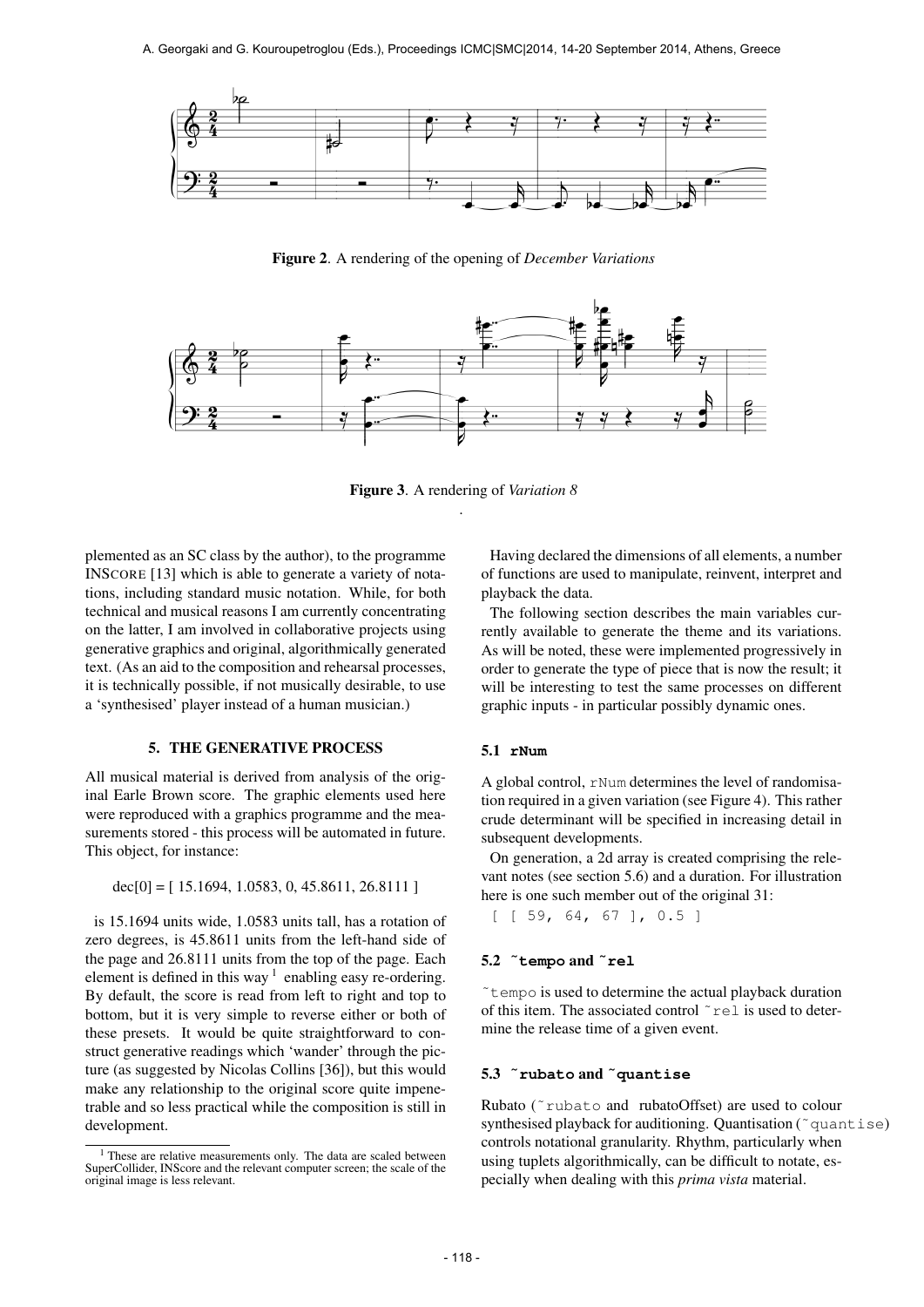**Figure 2**. A rendering of the opening of *December Variations*

**Figure 3**. A rendering of *Variation 8*

plemented as an SC class by the author), to the programme INSCORE [13] which is able to generate a variety of notations, including standard music notation. While, for both technical and musical reasons I am currently concentrating on the latter, I am involved in collaborative projects using generative graphics and original, algorithmically generated text. (As an aid to the composition and rehearsal processes, it is technically possible, if not musically desirable, to use a 'synthesised' player instead of a human musician.)

## 5. THE GENERATIVE PROCESS

All musical material is derived from analysis of the original Earle Brown score. The graphic elements used here were reproduced with a graphics programme and the measurements stored - this process will be automated in future. This object, for instance:

dec[0] = [ 15.1694, 1.0583, 0, 45.8611, 26.8111 ]

is 15.1694 units wide, 1.0583 units tall, has a rotation of zero degrees, is 45.8611 units from the left-hand side of the page and 26.8111 units from the top of the page. Each element is defined in this way [1] enabling easy re-ordering. By default, the score is read from left to right and top to bottom, but it is very simple to reverse either or both of these presets. It would be quite straightforward to construct generative readings which 'wander' through the picture (as suggested by Nicolas Collins [36]), but this would make any relationship to the original score quite impenetrable and so less practical while the composition is still in development.

[1] These are relative measurements only. The data are scaled between SuperCollider, INScore and the relevant computer screen; the scale of the original image is less relevant.

Having declared the dimensions of all elements, a number of functions are used to manipulate, reinvent, interpret and playback the data.

The following section describes the main variables currently available to generate the theme and its variations. As will be noted, these were implemented progressively in order to generate the type of piece that is now the result; it will be interesting to test the same processes on different graphic inputs - in particular possibly dynamic ones.

### 5.1 `rNum`

A global control, `rNum` determines the level of randomisation required in a given variation (see Figure 4). This rather crude determinant will be specified in increasing detail in subsequent developments.

On generation, a 2d array is created comprising the relevant notes (see section 5.6) and a duration. For illustration here is one such member out of the original 31:

```
[ [ 59, 64, 67 ], 0.5 ]
```

### 5.2 `~tempo` and `~rel`

`~tempo` is used to determine the actual playback duration of this item. The associated control `~rel` is used to determine the release time of a given event.

### 5.3 `~rubato` and `~quantise`

Rubato (`~rubato` and rubatoOffset) are used to colour synthesised playback for auditioning. Quantisation (`~quantise`) controls notational granularity. Rhythm, particularly when using tuplets algorithmically, can be difficult to notate, especially when dealing with this *prima vista* material.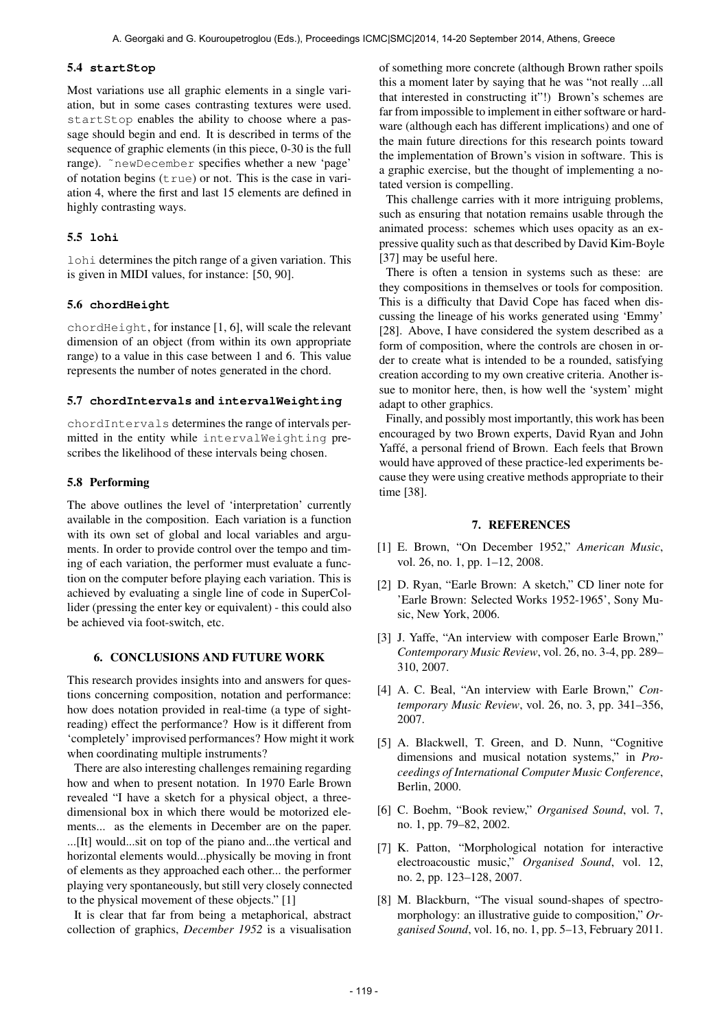### 5.4 **startStop**

Most variations use all graphic elements in a single variation, but in some cases contrasting textures were used. `startStop` enables the ability to choose where a passage should begin and end. It is described in terms of the sequence of graphic elements (in this piece, 0-30 is the full range). `~newDecember` specifies whether a new 'page' of notation begins (`true`) or not. This is the case in variation 4, where the first and last 15 elements are defined in highly contrasting ways.

### 5.5 **lohi**

`lohi` determines the pitch range of a given variation. This is given in MIDI values, for instance: [50, 90].

### 5.6 **chordHeight**

`chordHeight`, for instance [1, 6], will scale the relevant dimension of an object (from within its own appropriate range) to a value in this case between 1 and 6. This value represents the number of notes generated in the chord.

### 5.7 **chordIntervals** and **intervalWeighting**

`chordIntervals` determines the range of intervals permitted in the entity while `intervalWeighting` prescribes the likelihood of these intervals being chosen.

### 5.8 Performing

The above outlines the level of 'interpretation' currently available in the composition. Each variation is a function with its own set of global and local variables and arguments. In order to provide control over the tempo and timing of each variation, the performer must evaluate a function on the computer before playing each variation. This is achieved by evaluating a single line of code in SuperCollider (pressing the enter key or equivalent) - this could also be achieved via foot-switch, etc.

## 6. CONCLUSIONS AND FUTURE WORK

This research provides insights into and answers for questions concerning composition, notation and performance: how does notation provided in real-time (a type of sight-reading) effect the performance? How is it different from 'completely' improvised performances? How might it work when coordinating multiple instruments?

There are also interesting challenges remaining regarding how and when to present notation. In 1970 Earle Brown revealed "I have a sketch for a physical object, a three-dimensional box in which there would be motorized elements... as the elements in December are on the paper. ...[It] would...sit on top of the piano and...the vertical and horizontal elements would...physically be moving in front of elements as they approached each other... the performer playing very spontaneously, but still very closely connected to the physical movement of these objects." [1]

It is clear that far from being a metaphorical, abstract collection of graphics, *December 1952* is a visualisation of something more concrete (although Brown rather spoils this a moment later by saying that he was "not really ...all that interested in constructing it"!) Brown's schemes are far from impossible to implement in either software or hardware (although each has different implications) and one of the main future directions for this research points toward the implementation of Brown's vision in software. This is a graphic exercise, but the thought of implementing a notated version is compelling.

This challenge carries with it more intriguing problems, such as ensuring that notation remains usable through the animated process: schemes which uses opacity as an expressive quality such as that described by David Kim-Boyle [37] may be useful here.

There is often a tension in systems such as these: are they compositions in themselves or tools for composition. This is a difficulty that David Cope has faced when discussing the lineage of his works generated using 'Emmy' [28]. Above, I have considered the system described as a form of composition, where the controls are chosen in order to create what is intended to be a rounded, satisfying creation according to my own creative criteria. Another issue to monitor here, then, is how well the 'system' might adapt to other graphics.

Finally, and possibly most importantly, this work has been encouraged by two Brown experts, David Ryan and John Yaffé, a personal friend of Brown. Each feels that Brown would have approved of these practice-led experiments because they were using creative methods appropriate to their time [38].

## 7. REFERENCES

[1] E. Brown, "On December 1952," *American Music*, vol. 26, no. 1, pp. 1–12, 2008.

[2] D. Ryan, "Earle Brown: A sketch," CD liner note for 'Earle Brown: Selected Works 1952-1965', Sony Music, New York, 2006.

[3] J. Yaffe, "An interview with composer Earle Brown," *Contemporary Music Review*, vol. 26, no. 3-4, pp. 289–310, 2007.

[4] A. C. Beal, "An interview with Earle Brown," *Contemporary Music Review*, vol. 26, no. 3, pp. 341–356, 2007.

[5] A. Blackwell, T. Green, and D. Nunn, "Cognitive dimensions and musical notation systems," in *Proceedings of International Computer Music Conference*, Berlin, 2000.

[6] C. Boehm, "Book review," *Organised Sound*, vol. 7, no. 1, pp. 79–82, 2002.

[7] K. Patton, "Morphological notation for interactive electroacoustic music," *Organised Sound*, vol. 12, no. 2, pp. 123–128, 2007.

[8] M. Blackburn, "The visual sound-shapes of spectromorphology: an illustrative guide to composition," *Organised Sound*, vol. 16, no. 1, pp. 5–13, February 2011.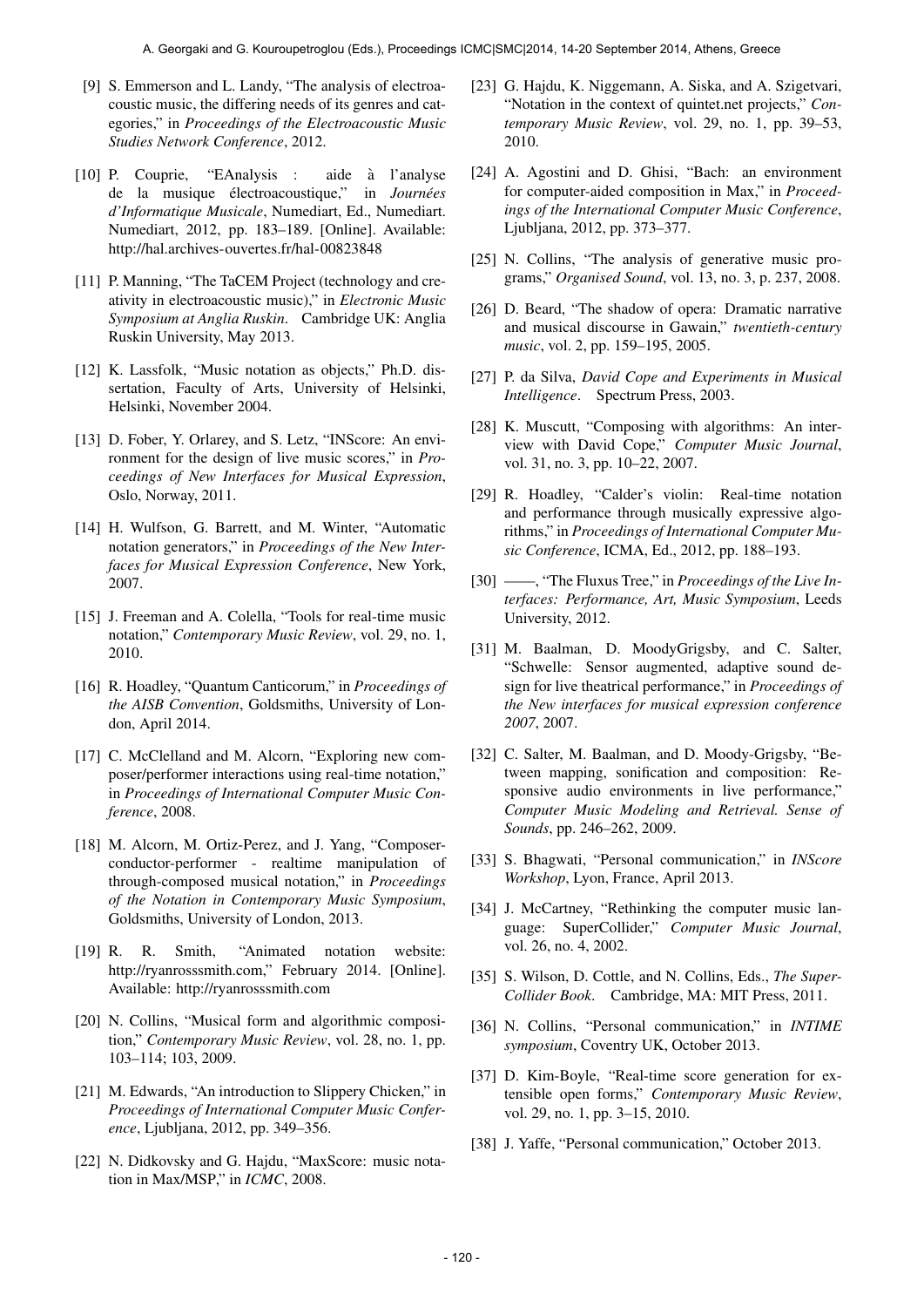[9] S. Emmerson and L. Landy, "The analysis of electroacoustic music, the differing needs of its genres and categories," in *Proceedings of the Electroacoustic Music Studies Network Conference*, 2012.

[10] P. Couprie, "EAnalysis : aide à l'analyse de la musique électroacoustique," in *Journées d'Informatique Musicale*, Numediart, Ed., Numediart. Numediart, 2012, pp. 183–189. [Online]. Available: http://hal.archives-ouvertes.fr/hal-00823848

[11] P. Manning, "The TaCEM Project (technology and creativity in electroacoustic music)," in *Electronic Music Symposium at Anglia Ruskin*. Cambridge UK: Anglia Ruskin University, May 2013.

[12] K. Lassfolk, "Music notation as objects," Ph.D. dissertation, Faculty of Arts, University of Helsinki, Helsinki, November 2004.

[13] D. Fober, Y. Orlarey, and S. Letz, "INScore: An environment for the design of live music scores," in *Proceedings of New Interfaces for Musical Expression*, Oslo, Norway, 2011.

[14] H. Wulfson, G. Barrett, and M. Winter, "Automatic notation generators," in *Proceedings of the New Interfaces for Musical Expression Conference*, New York, 2007.

[15] J. Freeman and A. Colella, "Tools for real-time music notation," *Contemporary Music Review*, vol. 29, no. 1, 2010.

[16] R. Hoadley, "Quantum Canticorum," in *Proceedings of the AISB Convention*, Goldsmiths, University of London, April 2014.

[17] C. McClelland and M. Alcorn, "Exploring new composer/performer interactions using real-time notation," in *Proceedings of International Computer Music Conference*, 2008.

[18] M. Alcorn, M. Ortiz-Perez, and J. Yang, "Composer-conductor-performer - realtime manipulation of through-composed musical notation," in *Proceedings of the Notation in Contemporary Music Symposium*, Goldsmiths, University of London, 2013.

[19] R. R. Smith, "Animated notation website: http://ryanrosssmith.com," February 2014. [Online]. Available: http://ryanrosssmith.com

[20] N. Collins, "Musical form and algorithmic composition," *Contemporary Music Review*, vol. 28, no. 1, pp. 103–114; 103, 2009.

[21] M. Edwards, "An introduction to Slippery Chicken," in *Proceedings of International Computer Music Conference*, Ljubljana, 2012, pp. 349–356.

[22] N. Didkovsky and G. Hajdu, "MaxScore: music notation in Max/MSP," in *ICMC*, 2008.

[23] G. Hajdu, K. Niggemann, A. Siska, and A. Szigetvari, "Notation in the context of quintet.net projects," *Contemporary Music Review*, vol. 29, no. 1, pp. 39–53, 2010.

[24] A. Agostini and D. Ghisi, "Bach: an environment for computer-aided composition in Max," in *Proceedings of the International Computer Music Conference*, Ljubljana, 2012, pp. 373–377.

[25] N. Collins, "The analysis of generative music programs," *Organised Sound*, vol. 13, no. 3, p. 237, 2008.

[26] D. Beard, "The shadow of opera: Dramatic narrative and musical discourse in Gawain," *twentieth-century music*, vol. 2, pp. 159–195, 2005.

[27] P. da Silva, *David Cope and Experiments in Musical Intelligence*. Spectrum Press, 2003.

[28] K. Muscutt, "Composing with algorithms: An interview with David Cope," *Computer Music Journal*, vol. 31, no. 3, pp. 10–22, 2007.

[29] R. Hoadley, "Calder's violin: Real-time notation and performance through musically expressive algorithms," in *Proceedings of International Computer Music Conference*, ICMA, Ed., 2012, pp. 188–193.

[30] ——, "The Fluxus Tree," in *Proceedings of the Live Interfaces: Performance, Art, Music Symposium*, Leeds University, 2012.

[31] M. Baalman, D. MoodyGrigsby, and C. Salter, "Schwelle: Sensor augmented, adaptive sound design for live theatrical performance," in *Proceedings of the New interfaces for musical expression conference 2007*, 2007.

[32] C. Salter, M. Baalman, and D. Moody-Grigsby, "Between mapping, sonification and composition: Responsive audio environments in live performance," *Computer Music Modeling and Retrieval. Sense of Sounds*, pp. 246–262, 2009.

[33] S. Bhagwati, "Personal communication," in *INScore Workshop*, Lyon, France, April 2013.

[34] J. McCartney, "Rethinking the computer music language: SuperCollider," *Computer Music Journal*, vol. 26, no. 4, 2002.

[35] S. Wilson, D. Cottle, and N. Collins, Eds., *The SuperCollider Book*. Cambridge, MA: MIT Press, 2011.

[36] N. Collins, "Personal communication," in *INTIME symposium*, Coventry UK, October 2013.

[37] D. Kim-Boyle, "Real-time score generation for extensible open forms," *Contemporary Music Review*, vol. 29, no. 1, pp. 3–15, 2010.

[38] J. Yaffe, "Personal communication," October 2013.